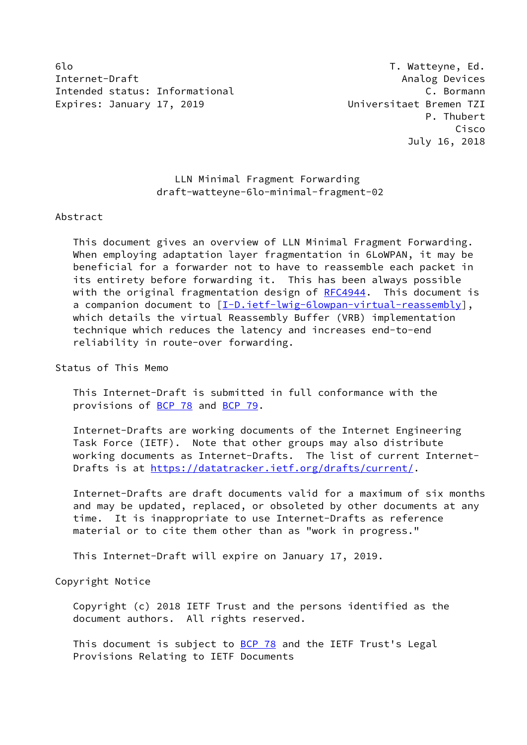6lo T. Watteyne, Ed.
Internet-Draft Analog Devices
Intended status: Informational C. Bormann
Expires: January 17, 2019 Universitaet Bremen TZI
P. Thubert
Cisco
July 16, 2018

# LLN Minimal Fragment Forwarding
draft-watteyne-6lo-minimal-fragment-02

## Abstract

This document gives an overview of LLN Minimal Fragment Forwarding. When employing adaptation layer fragmentation in 6LoWPAN, it may be beneficial for a forwarder not to have to reassemble each packet in its entirety before forwarding it. This has been always possible with the original fragmentation design of RFC4944. This document is a companion document to [I-D.ietf-lwig-6lowpan-virtual-reassembly], which details the virtual Reassembly Buffer (VRB) implementation technique which reduces the latency and increases end-to-end reliability in route-over forwarding.

## Status of This Memo

This Internet-Draft is submitted in full conformance with the provisions of BCP 78 and BCP 79.

Internet-Drafts are working documents of the Internet Engineering Task Force (IETF). Note that other groups may also distribute working documents as Internet-Drafts. The list of current Internet-Drafts is at https://datatracker.ietf.org/drafts/current/.

Internet-Drafts are draft documents valid for a maximum of six months and may be updated, replaced, or obsoleted by other documents at any time. It is inappropriate to use Internet-Drafts as reference material or to cite them other than as "work in progress."

This Internet-Draft will expire on January 17, 2019.

## Copyright Notice

Copyright (c) 2018 IETF Trust and the persons identified as the document authors. All rights reserved.

This document is subject to BCP 78 and the IETF Trust's Legal Provisions Relating to IETF Documents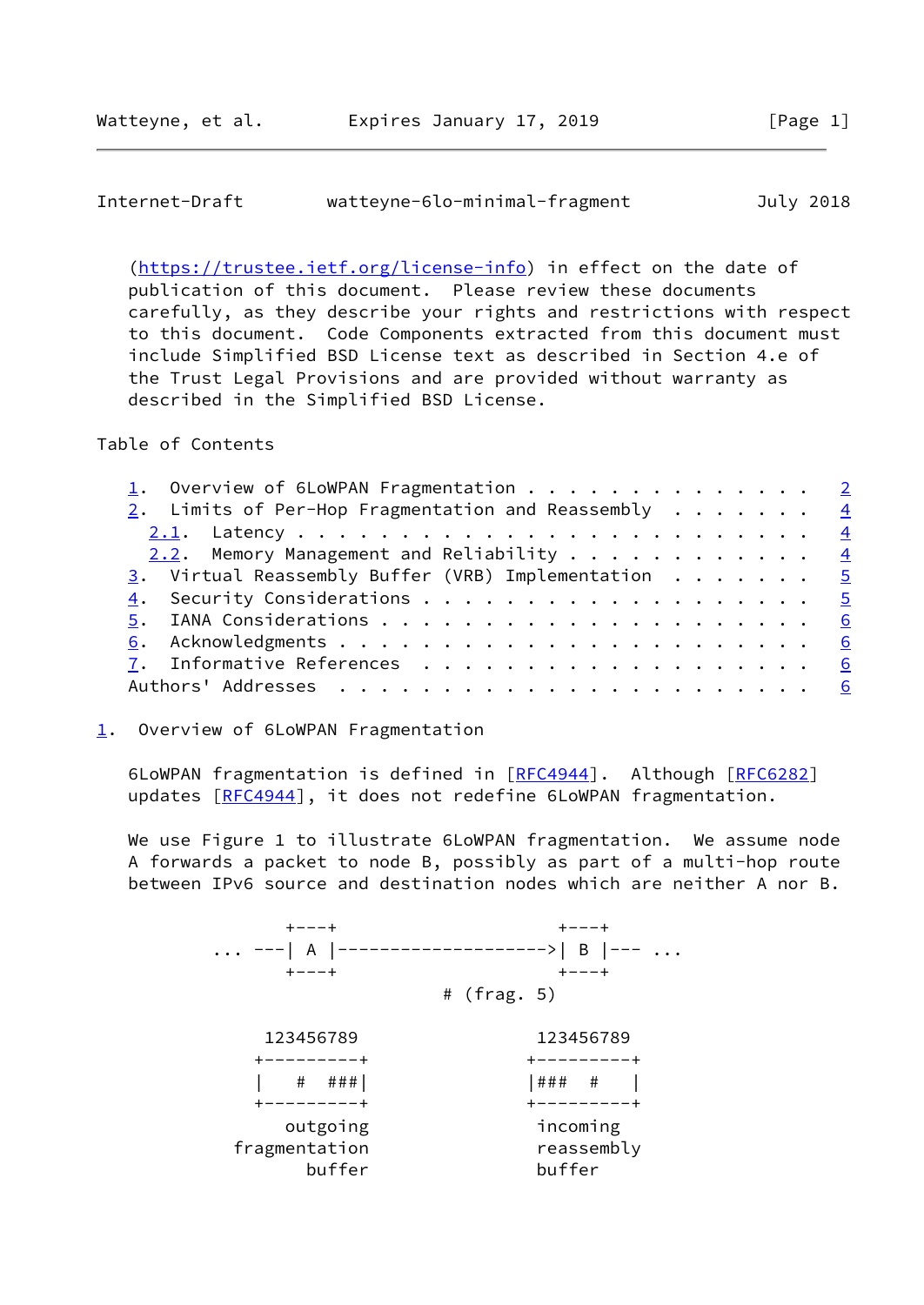(https://trustee.ietf.org/license-info) in effect on the date of publication of this document. Please review these documents carefully, as they describe your rights and restrictions with respect to this document. Code Components extracted from this document must include Simplified BSD License text as described in Section 4.e of the Trust Legal Provisions and are provided without warranty as described in the Simplified BSD License.

Table of Contents

```
   1.  Overview of 6LoWPAN Fragmentation . . . . . . . . . . . . .   2
   2.  Limits of Per-Hop Fragmentation and Reassembly  . . . . . . .   4
     2.1.  Latency . . . . . . . . . . . . . . . . . . . . . . . . .   4
     2.2.  Memory Management and Reliability . . . . . . . . . . . .   4
   3.  Virtual Reassembly Buffer (VRB) Implementation  . . . . . . .   5
   4.  Security Considerations . . . . . . . . . . . . . . . . . . .   5
   5.  IANA Considerations . . . . . . . . . . . . . . . . . . . . .   6
   6.  Acknowledgments . . . . . . . . . . . . . . . . . . . . . . .   6
   7.  Informative References  . . . . . . . . . . . . . . . . . . .   6
   Authors' Addresses  . . . . . . . . . . . . . . . . . . . . . . .   6
```

## 1. Overview of 6LoWPAN Fragmentation

6LoWPAN fragmentation is defined in [RFC4944]. Although [RFC6282] updates [RFC4944], it does not redefine 6LoWPAN fragmentation.

We use Figure 1 to illustrate 6LoWPAN fragmentation. We assume node A forwards a packet to node B, possibly as part of a multi-hop route between IPv6 source and destination nodes which are neither A nor B.

```
             +---+                     +---+
      ... ---| A |-------------------->| B |--- ...
             +---+                     +---+
                               # (frag. 5)

           123456789                 123456789
          +---------+               +---------+
          |   #  ###|               |###  #   |
          +---------+               +---------+
             outgoing                 incoming
          fragmentation              reassembly
                buffer                buffer
```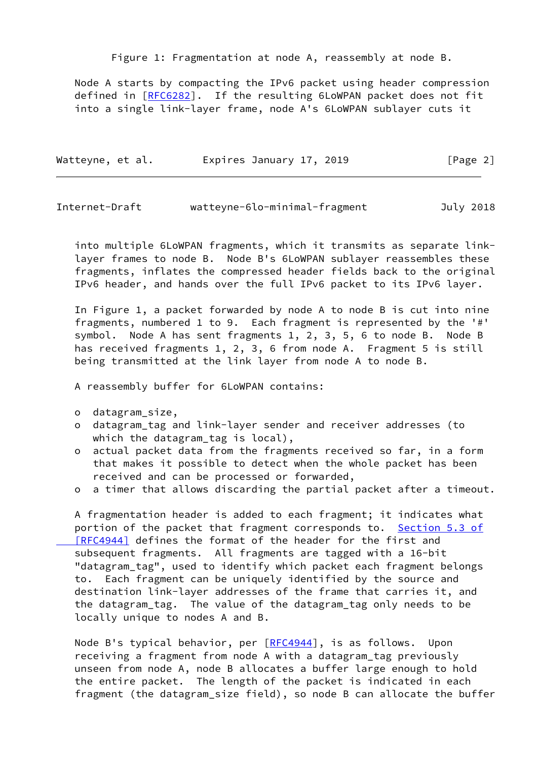Figure 1: Fragmentation at node A, reassembly at node B.

Node A starts by compacting the IPv6 packet using header compression defined in [RFC6282]. If the resulting 6LoWPAN packet does not fit into a single link-layer frame, node A's 6LoWPAN sublayer cuts it into multiple 6LoWPAN fragments, which it transmits as separate link-layer frames to node B. Node B's 6LoWPAN sublayer reassembles these fragments, inflates the compressed header fields back to the original IPv6 header, and hands over the full IPv6 packet to its IPv6 layer.

In Figure 1, a packet forwarded by node A to node B is cut into nine fragments, numbered 1 to 9. Each fragment is represented by the '#' symbol. Node A has sent fragments 1, 2, 3, 5, 6 to node B. Node B has received fragments 1, 2, 3, 6 from node A. Fragment 5 is still being transmitted at the link layer from node A to node B.

A reassembly buffer for 6LoWPAN contains:

- datagram_size,
- datagram_tag and link-layer sender and receiver addresses (to which the datagram_tag is local),
- actual packet data from the fragments received so far, in a form that makes it possible to detect when the whole packet has been received and can be processed or forwarded,
- a timer that allows discarding the partial packet after a timeout.

A fragmentation header is added to each fragment; it indicates what portion of the packet that fragment corresponds to. Section 5.3 of [RFC4944] defines the format of the header for the first and subsequent fragments. All fragments are tagged with a 16-bit "datagram_tag", used to identify which packet each fragment belongs to. Each fragment can be uniquely identified by the source and destination link-layer addresses of the frame that carries it, and the datagram_tag. The value of the datagram_tag only needs to be locally unique to nodes A and B.

Node B's typical behavior, per [RFC4944], is as follows. Upon receiving a fragment from node A with a datagram_tag previously unseen from node A, node B allocates a buffer large enough to hold the entire packet. The length of the packet is indicated in each fragment (the datagram_size field), so node B can allocate the buffer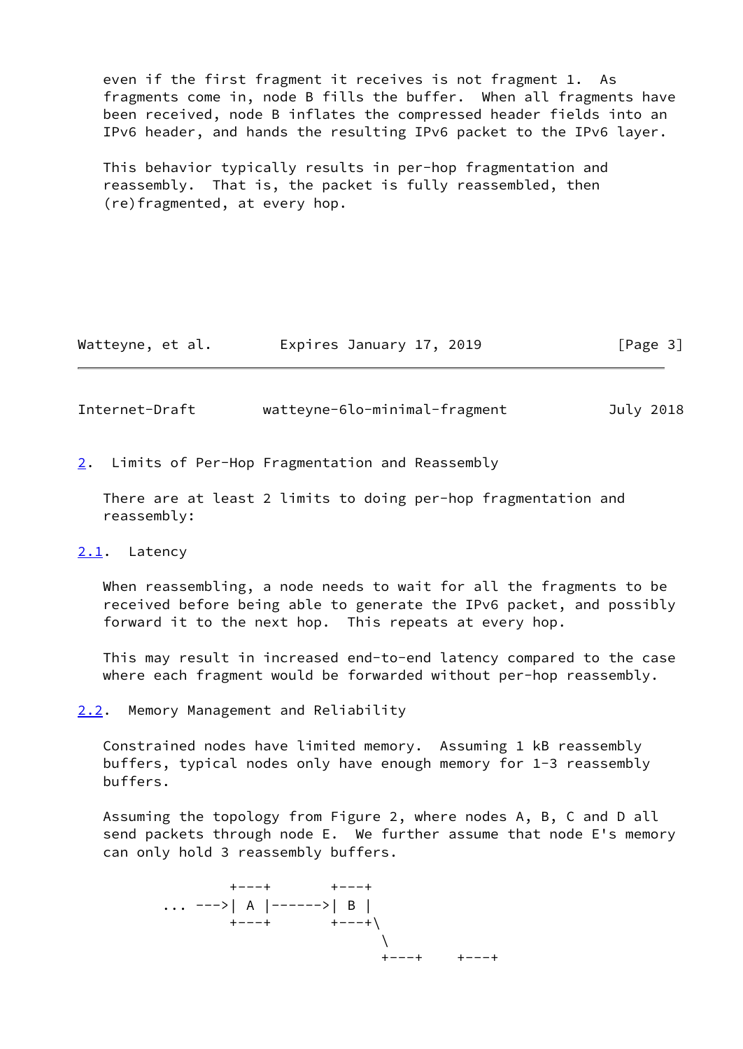even if the first fragment it receives is not fragment 1. As fragments come in, node B fills the buffer. When all fragments have been received, node B inflates the compressed header fields into an IPv6 header, and hands the resulting IPv6 packet to the IPv6 layer.

This behavior typically results in per-hop fragmentation and reassembly. That is, the packet is fully reassembled, then (re)fragmented, at every hop.

## 2. Limits of Per-Hop Fragmentation and Reassembly

There are at least 2 limits to doing per-hop fragmentation and reassembly:

### 2.1. Latency

When reassembling, a node needs to wait for all the fragments to be received before being able to generate the IPv6 packet, and possibly forward it to the next hop. This repeats at every hop.

This may result in increased end-to-end latency compared to the case where each fragment would be forwarded without per-hop reassembly.

### 2.2. Memory Management and Reliability

Constrained nodes have limited memory. Assuming 1 kB reassembly buffers, typical nodes only have enough memory for 1-3 reassembly buffers.

Assuming the topology from Figure 2, where nodes A, B, C and D all send packets through node E. We further assume that node E's memory can only hold 3 reassembly buffers.

```
             +---+       +---+
     ... --->| A |------>| B |
             +---+       +---+\
                               \
                               +---+    +---+
```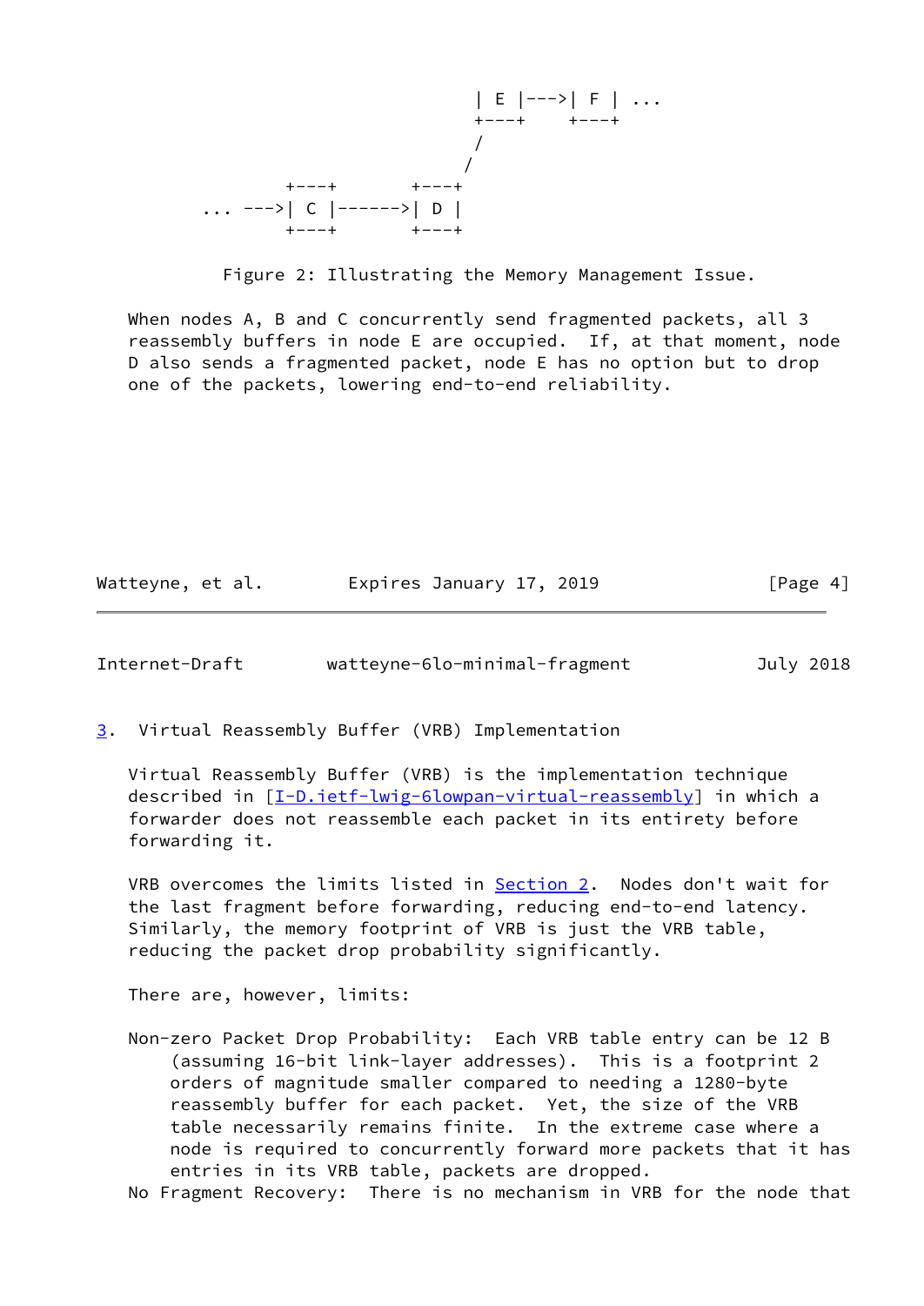```
                                   | E |--->| F | ...
                                   +---+    +---+
                                   /
                                  /
           +---+       +---+
   ... --->| C |------>| D |
           +---+       +---+
```

Figure 2: Illustrating the Memory Management Issue.

When nodes A, B and C concurrently send fragmented packets, all 3 reassembly buffers in node E are occupied. If, at that moment, node D also sends a fragmented packet, node E has no option but to drop one of the packets, lowering end-to-end reliability.

## 3. Virtual Reassembly Buffer (VRB) Implementation

Virtual Reassembly Buffer (VRB) is the implementation technique described in [I-D.ietf-lwig-6lowpan-virtual-reassembly] in which a forwarder does not reassemble each packet in its entirety before forwarding it.

VRB overcomes the limits listed in Section 2. Nodes don't wait for the last fragment before forwarding, reducing end-to-end latency. Similarly, the memory footprint of VRB is just the VRB table, reducing the packet drop probability significantly.

There are, however, limits:

Non-zero Packet Drop Probability: Each VRB table entry can be 12 B (assuming 16-bit link-layer addresses). This is a footprint 2 orders of magnitude smaller compared to needing a 1280-byte reassembly buffer for each packet. Yet, the size of the VRB table necessarily remains finite. In the extreme case where a node is required to concurrently forward more packets that it has entries in its VRB table, packets are dropped.

No Fragment Recovery: There is no mechanism in VRB for the node that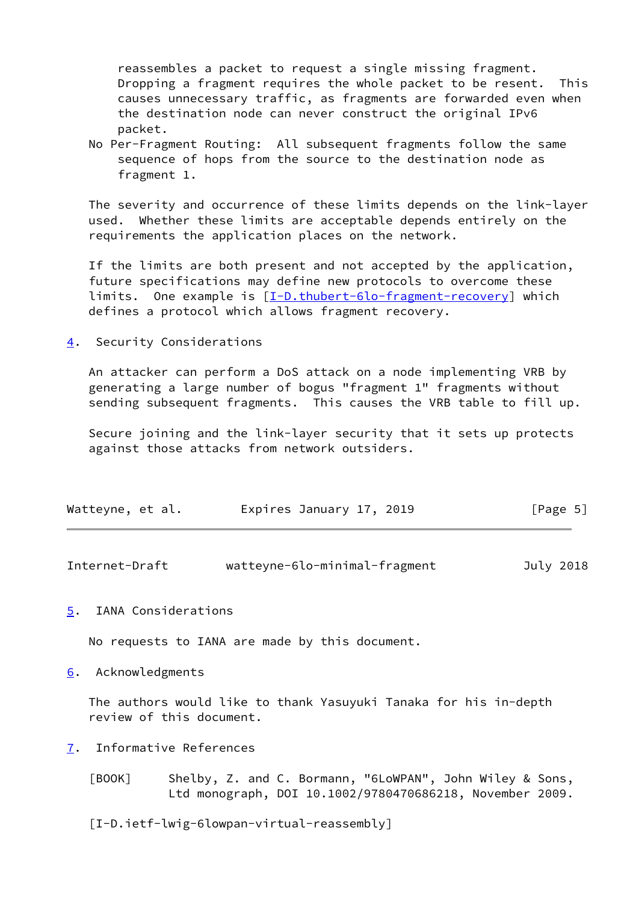reassembles a packet to request a single missing fragment. Dropping a fragment requires the whole packet to be resent. This causes unnecessary traffic, as fragments are forwarded even when the destination node can never construct the original IPv6 packet.

No Per-Fragment Routing: All subsequent fragments follow the same sequence of hops from the source to the destination node as fragment 1.

The severity and occurrence of these limits depends on the link-layer used. Whether these limits are acceptable depends entirely on the requirements the application places on the network.

If the limits are both present and not accepted by the application, future specifications may define new protocols to overcome these limits. One example is [I-D.thubert-6lo-fragment-recovery] which defines a protocol which allows fragment recovery.

## 4. Security Considerations

An attacker can perform a DoS attack on a node implementing VRB by generating a large number of bogus "fragment 1" fragments without sending subsequent fragments. This causes the VRB table to fill up.

Secure joining and the link-layer security that it sets up protects against those attacks from network outsiders.

## 5. IANA Considerations

No requests to IANA are made by this document.

## 6. Acknowledgments

The authors would like to thank Yasuyuki Tanaka for his in-depth review of this document.

## 7. Informative References

[BOOK] Shelby, Z. and C. Bormann, "6LoWPAN", John Wiley & Sons, Ltd monograph, DOI 10.1002/9780470686218, November 2009.

[I-D.ietf-lwig-6lowpan-virtual-reassembly]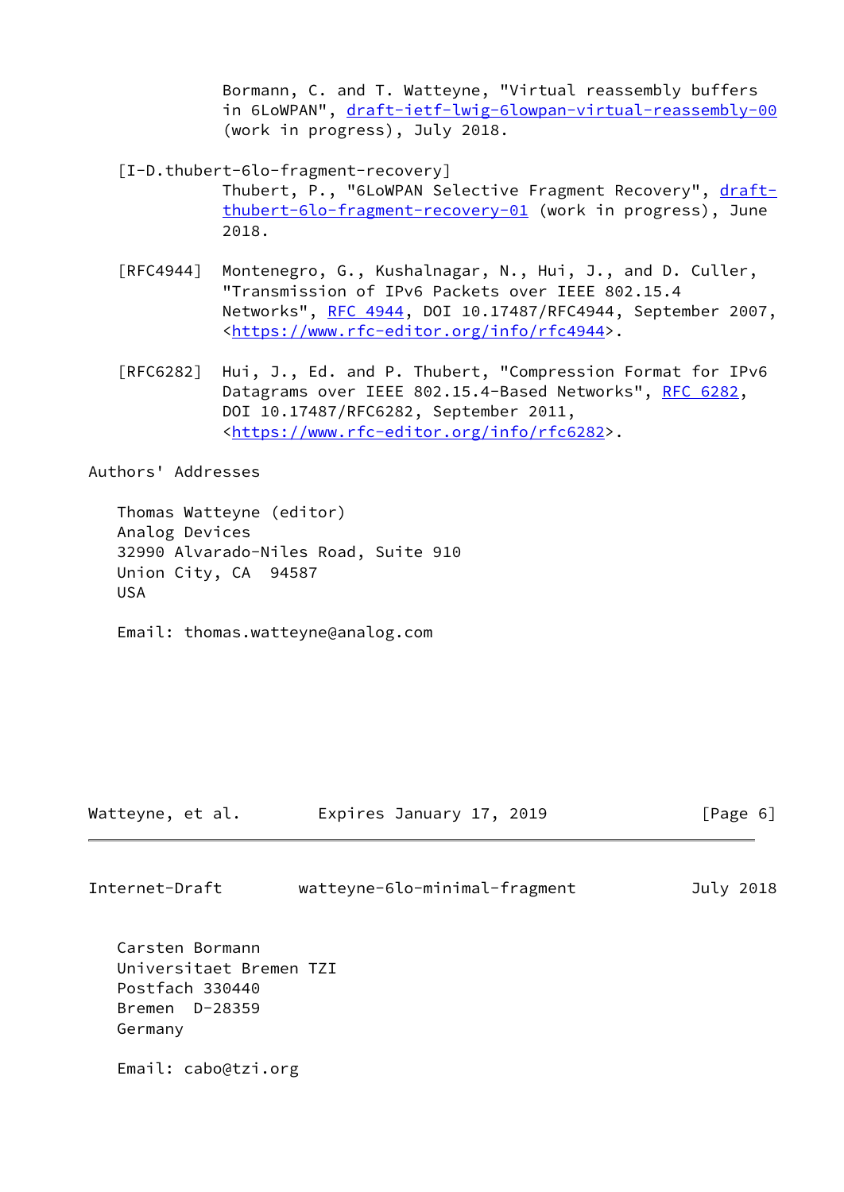Bormann, C. and T. Watteyne, "Virtual reassembly buffers in 6LoWPAN", draft-ietf-lwig-6lowpan-virtual-reassembly-00 (work in progress), July 2018.

[I-D.thubert-6lo-fragment-recovery]
Thubert, P., "6LoWPAN Selective Fragment Recovery", draft-thubert-6lo-fragment-recovery-01 (work in progress), June 2018.

[RFC4944] Montenegro, G., Kushalnagar, N., Hui, J., and D. Culler, "Transmission of IPv6 Packets over IEEE 802.15.4 Networks", RFC 4944, DOI 10.17487/RFC4944, September 2007, <https://www.rfc-editor.org/info/rfc4944>.

[RFC6282] Hui, J., Ed. and P. Thubert, "Compression Format for IPv6 Datagrams over IEEE 802.15.4-Based Networks", RFC 6282, DOI 10.17487/RFC6282, September 2011, <https://www.rfc-editor.org/info/rfc6282>.

## Authors' Addresses

Thomas Watteyne (editor)
Analog Devices
32990 Alvarado-Niles Road, Suite 910
Union City, CA 94587
USA

Email: thomas.watteyne@analog.com

Carsten Bormann
Universitaet Bremen TZI
Postfach 330440
Bremen D-28359
Germany

Email: cabo@tzi.org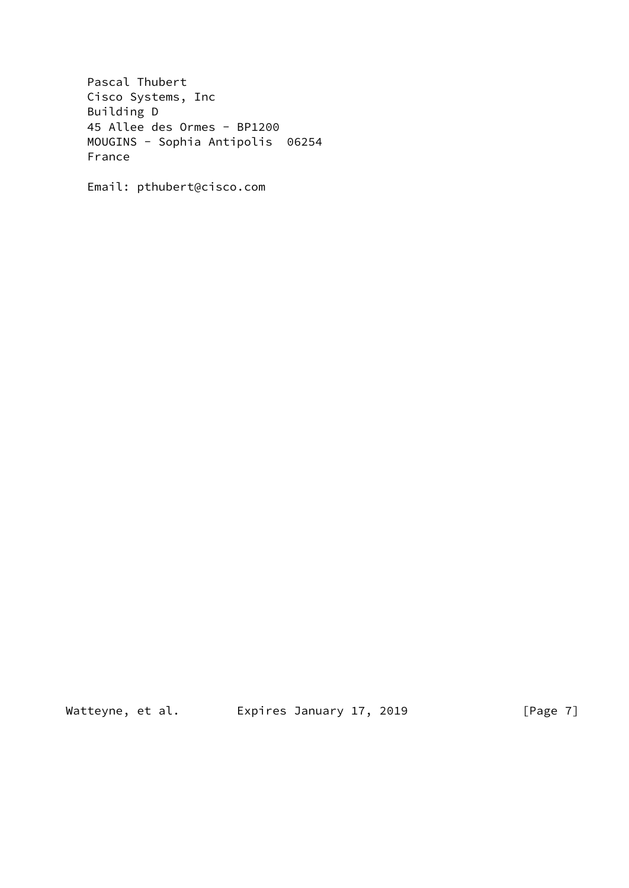Pascal Thubert
Cisco Systems, Inc
Building D
45 Allee des Ormes - BP1200
MOUGINS - Sophia Antipolis  06254
France

Email: pthubert@cisco.com